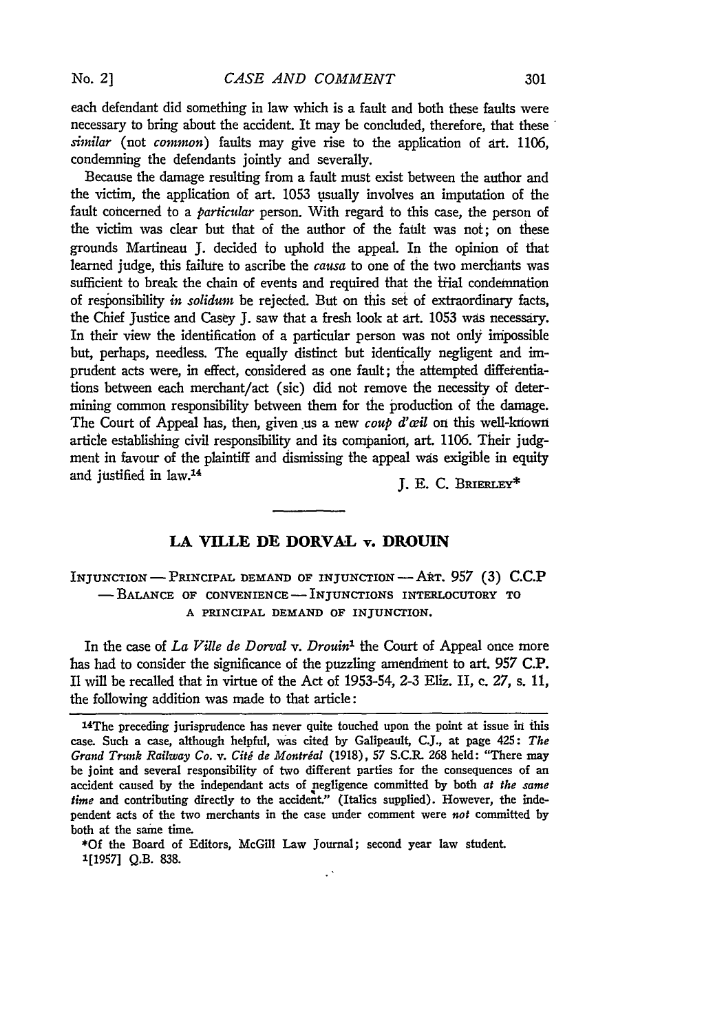each defendant did something in law which is a fault and both these faults were necessary to bring about the accident. It may be concluded, therefore, that these *similar* (not *common*) faults may give rise to the application of art. 1106, condemning the defendants jointly and severally.

Because the damage resulting from a fault must exist between the author and the victim, the application of art. 1053 usually involves an imputation of the fault concerned to a *particular* person. With regard to this case, the person of the victim was clear but that of the author of the fault was not; on these grounds Martineau J. decided to uphold the appeal. In the opinion of that learned judge, this failure to ascribe the *causa* to one of the two merchants was sufficient to break the chain of events and required that the trial condemnation of responsibility *in solidum* be rejected. But on this set of extraordinary facts, the Chief Justice and Casey J. saw that a fresh look at art. 1053 was necessary. In their view the identification of a particular person was not only impossible but, perhaps, needless. The equally distinct but identically negligent and imprudent acts were, in effect, considered as one fault; the attempted differentiations between each merchant/act (sic) did not remove the necessity of determining common responsibility between them for the production of the damage. The Court of Appeal has, then, given us a new *coup d'œil* on this well-known article establishing civil responsibility and its companion, art. 1106. Their judgment in favour of the plaintiff and dismissing the appeal was exigible in equity and justified in law.[14]

J. E. C. Brierley*

## LA VILLE DE DORVAL v. DROUIN

INJUNCTION — PRINCIPAL DEMAND OF INJUNCTION — ART. 957 (3) C.C.P — BALANCE OF CONVENIENCE — INJUNCTIONS INTERLOCUTORY TO A PRINCIPAL DEMAND OF INJUNCTION.

In the case of *La Ville de Dorval* v. *Drouin*[1] the Court of Appeal once more has had to consider the significance of the puzzling amendment to art. 957 C.P. Il will be recalled that in virtue of the Act of 1953-54, 2-3 Eliz. II, c. 27, s. 11, the following addition was made to that article:

---

[14]The preceding jurisprudence has never quite touched upon the point at issue in this case. Such a case, although helpful, was cited by Galipeault, C.J., at page 425: *The Grand Trunk Railway Co.* v. *Cité de Montréal* (1918), 57 S.C.R. 268 held: "There may be joint and several responsibility of two different parties for the consequences of an accident caused by the independant acts of negligence committed by both *at the same time* and contributing directly to the accident." (Italics supplied). However, the independent acts of the two merchants in the case under comment were *not* committed by both at the same time.

*Of the Board of Editors, McGill Law Journal; second year law student.

[1][1957] Q.B. 838.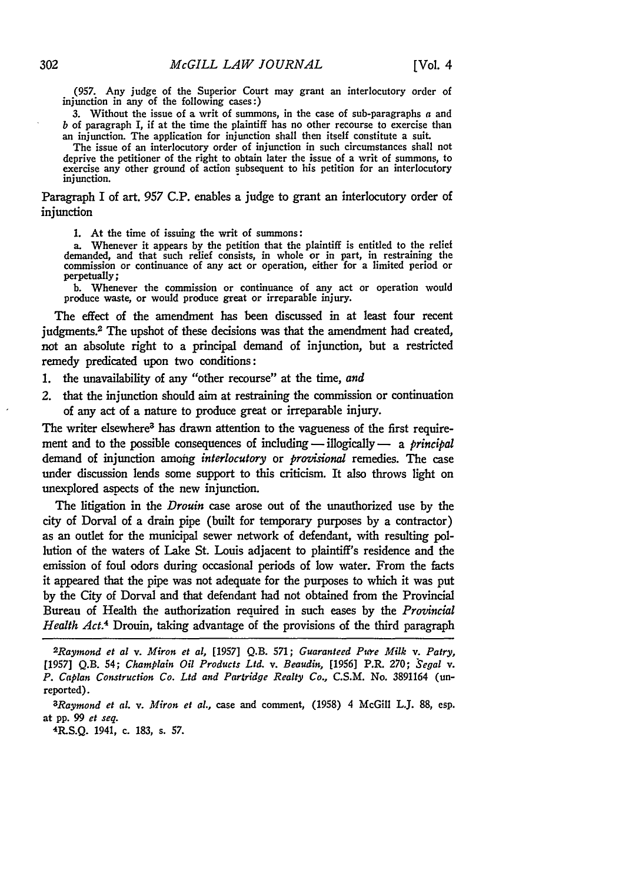(957. Any judge of the Superior Court may grant an interlocutory order of injunction in any of the following cases:)

3. Without the issue of a writ of summons, in the case of sub-paragraphs *a* and *b* of paragraph I, if at the time the plaintiff has no other recourse to exercise than an injunction. The application for injunction shall then itself constitute a suit.

The issue of an interlocutory order of injunction in such circumstances shall not deprive the petitioner of the right to obtain later the issue of a writ of summons, to exercise any other ground of action subsequent to his petition for an interlocutory injunction.

Paragraph I of art. 957 C.P. enables a judge to grant an interlocutory order of injunction

1. At the time of issuing the writ of summons:

a. Whenever it appears by the petition that the plaintiff is entitled to the relief demanded, and that such relief consists, in whole or in part, in restraining the commission or continuance of any act or operation, either for a limited period or perpetually;

b. Whenever the commission or continuance of any act or operation would produce waste, or would produce great or irreparable injury.

The effect of the amendment has been discussed in at least four recent judgments.[2] The upshot of these decisions was that the amendment had created, not an absolute right to a principal demand of injunction, but a restricted remedy predicated upon two conditions:

1. the unavailability of any "other recourse" at the time, *and*
2. that the injunction should aim at restraining the commission or continuation of any act of a nature to produce great or irreparable injury.

The writer elsewhere[3] has drawn attention to the vagueness of the first requirement and to the possible consequences of including — illogically — a *principal* demand of injunction among *interlocutory* or *provisional* remedies. The case under discussion lends some support to this criticism. It also throws light on unexplored aspects of the new injunction.

The litigation in the *Drouin* case arose out of the unauthorized use by the city of Dorval of a drain pipe (built for temporary purposes by a contractor) as an outlet for the municipal sewer network of defendant, with resulting pollution of the waters of Lake St. Louis adjacent to plaintiff's residence and the emission of foul odors during occasional periods of low water. From the facts it appeared that the pipe was not adequate for the purposes to which it was put by the City of Dorval and that defendant had not obtained from the Provincial Bureau of Health the authorization required in such cases by the *Provincial Health Act*.[4] Drouin, taking advantage of the provisions of the third paragraph

---

[2] *Raymond et al* v. *Miron et al*, [1957] Q.B. 571; *Guaranteed Pure Milk* v. *Patry*, [1957] Q.B. 54; *Champlain Oil Products Ltd.* v. *Beaudin*, [1956] P.R. 270; *Segal* v. *P. Caplan Construction Co. Ltd and Partridge Realty Co.*, C.S.M. No. 3891164 (unreported).

[3] *Raymond et al.* v. *Miron et al.*, case and comment, (1958) 4 McGill L.J. 88, esp. at pp. 99 *et seq.*

[4] R.S.Q. 1941, c. 183, s. 57.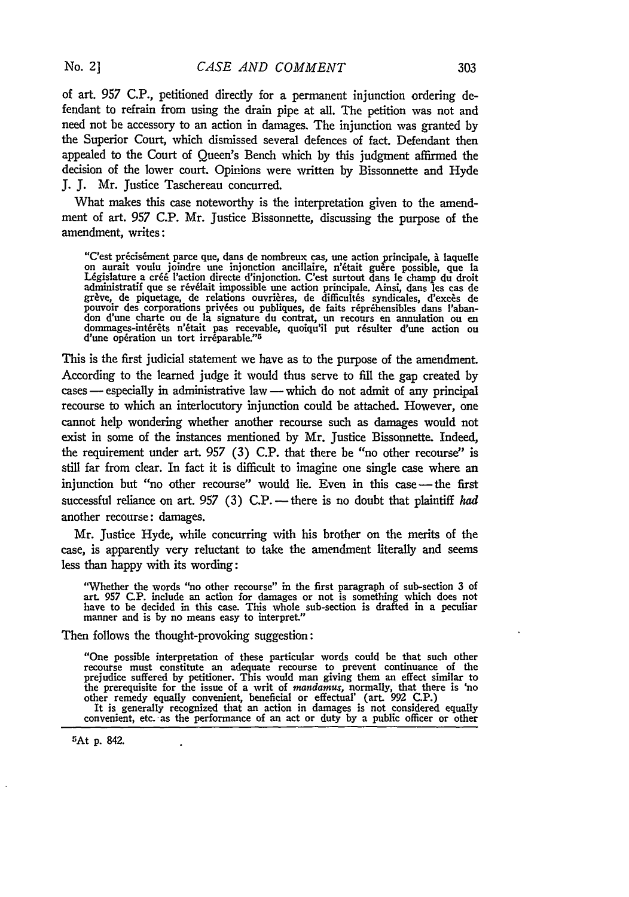of art. 957 C.P., petitioned directly for a permanent injunction ordering defendant to refrain from using the drain pipe at all. The petition was not and need not be accessory to an action in damages. The injunction was granted by the Superior Court, which dismissed several defences of fact. Defendant then appealed to the Court of Queen's Bench which by this judgment affirmed the decision of the lower court. Opinions were written by Bissonnette and Hyde J. J. Mr. Justice Taschereau concurred.

What makes this case noteworthy is the interpretation given to the amendment of art. 957 C.P. Mr. Justice Bissonnette, discussing the purpose of the amendment, writes:

> "C'est précisément parce que, dans de nombreux cas, une action principale, à laquelle on aurait voulu joindre une injonction ancillaire, n'était guère possible, que la Législature a créé l'action directe d'injonction. C'est surtout dans le champ du droit administratif que se révélait impossible une action principale. Ainsi, dans les cas de grève, de piquetage, de relations ouvrières, de difficultés syndicales, d'excès de pouvoir des corporations privées ou publiques, de faits répréhensibles dans l'abandon d'une charte ou de la signature du contrat, un recours en annulation ou en dommages-intérêts n'était pas recevable, quoiqu'il put résulter d'une action ou d'une opération un tort irréparable."[5]

This is the first judicial statement we have as to the purpose of the amendment. According to the learned judge it would thus serve to fill the gap created by cases — especially in administrative law — which do not admit of any principal recourse to which an interlocutory injunction could be attached. However, one cannot help wondering whether another recourse such as damages would not exist in some of the instances mentioned by Mr. Justice Bissonnette. Indeed, the requirement under art. 957 (3) C.P. that there be "no other recourse" is still far from clear. In fact it is difficult to imagine one single case where an injunction but "no other recourse" would lie. Even in this case — the first successful reliance on art. 957 (3) C.P. — there is no doubt that plaintiff *had* another recourse: damages.

Mr. Justice Hyde, while concurring with his brother on the merits of the case, is apparently very reluctant to take the amendment literally and seems less than happy with its wording:

> "Whether the words "no other recourse" in the first paragraph of sub-section 3 of art. 957 C.P. include an action for damages or not is something which does not have to be decided in this case. This whole sub-section is drafted in a peculiar manner and is by no means easy to interpret."

Then follows the thought-provoking suggestion:

> "One possible interpretation of these particular words could be that such other recourse must constitute an adequate recourse to prevent continuance of the prejudice suffered by petitioner. This would man giving them an effect similar to the prerequisite for the issue of a writ of *mandamus*, normally, that there is 'no other remedy equally convenient, beneficial or effectual' (art. 992 C.P.)
> It is generally recognized that an action in damages is not considered equally convenient, etc. as the performance of an act or duty by a public officer or other

[5]At p. 842.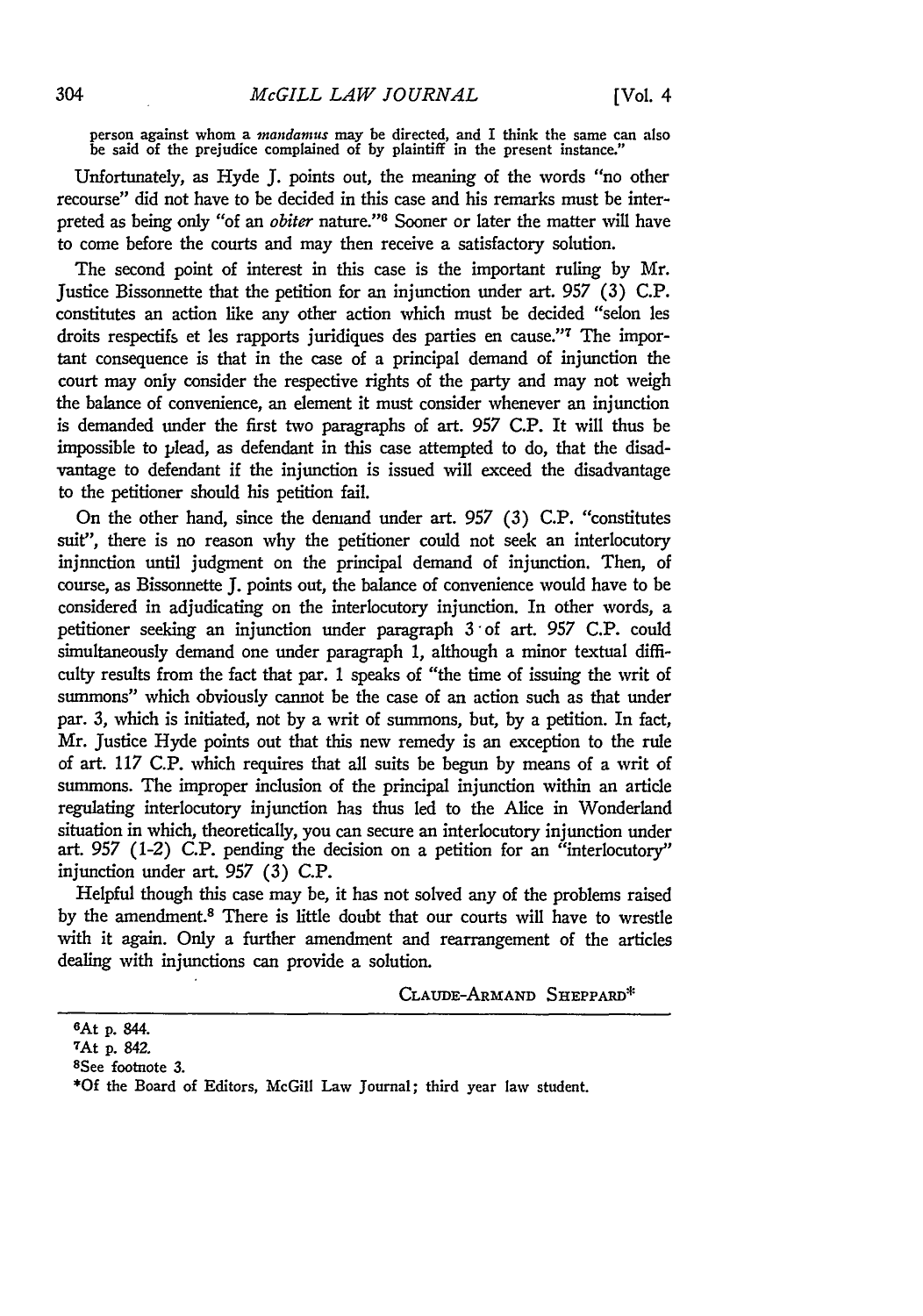person against whom a *mandamus* may be directed, and I think the same can also be said of the prejudice complained of by plaintiff in the present instance."

Unfortunately, as Hyde J. points out, the meaning of the words "no other recourse" did not have to be decided in this case and his remarks must be interpreted as being only "of an *obiter* nature."[6] Sooner or later the matter will have to come before the courts and may then receive a satisfactory solution.

The second point of interest in this case is the important ruling by Mr. Justice Bissonnette that the petition for an injunction under art. 957 (3) C.P. constitutes an action like any other action which must be decided "selon les droits respectifs et les rapports juridiques des parties en cause."[7] The important consequence is that in the case of a principal demand of injunction the court may only consider the respective rights of the party and may not weigh the balance of convenience, an element it must consider whenever an injunction is demanded under the first two paragraphs of art. 957 C.P. It will thus be impossible to plead, as defendant in this case attempted to do, that the disadvantage to defendant if the injunction is issued will exceed the disadvantage to the petitioner should his petition fail.

On the other hand, since the demand under art. 957 (3) C.P. "constitutes suit", there is no reason why the petitioner could not seek an interlocutory injunction until judgment on the principal demand of injunction. Then, of course, as Bissonnette J. points out, the balance of convenience would have to be considered in adjudicating on the interlocutory injunction. In other words, a petitioner seeking an injunction under paragraph 3 of art. 957 C.P. could simultaneously demand one under paragraph 1, although a minor textual difficulty results from the fact that par. 1 speaks of "the time of issuing the writ of summons" which obviously cannot be the case of an action such as that under par. 3, which is initiated, not by a writ of summons, but, by a petition. In fact, Mr. Justice Hyde points out that this new remedy is an exception to the rule of art. 117 C.P. which requires that all suits be begun by means of a writ of summons. The improper inclusion of the principal injunction within an article regulating interlocutory injunction has thus led to the Alice in Wonderland situation in which, theoretically, you can secure an interlocutory injunction under art. 957 (1-2) C.P. pending the decision on a petition for an "interlocutory" injunction under art. 957 (3) C.P.

Helpful though this case may be, it has not solved any of the problems raised by the amendment.[8] There is little doubt that our courts will have to wrestle with it again. Only a further amendment and rearrangement of the articles dealing with injunctions can provide a solution.

CLAUDE-ARMAND SHEPPARD*

---

[6] At p. 844.

[7] At p. 842.

[8] See footnote 3.

*Of the Board of Editors, McGill Law Journal; third year law student.